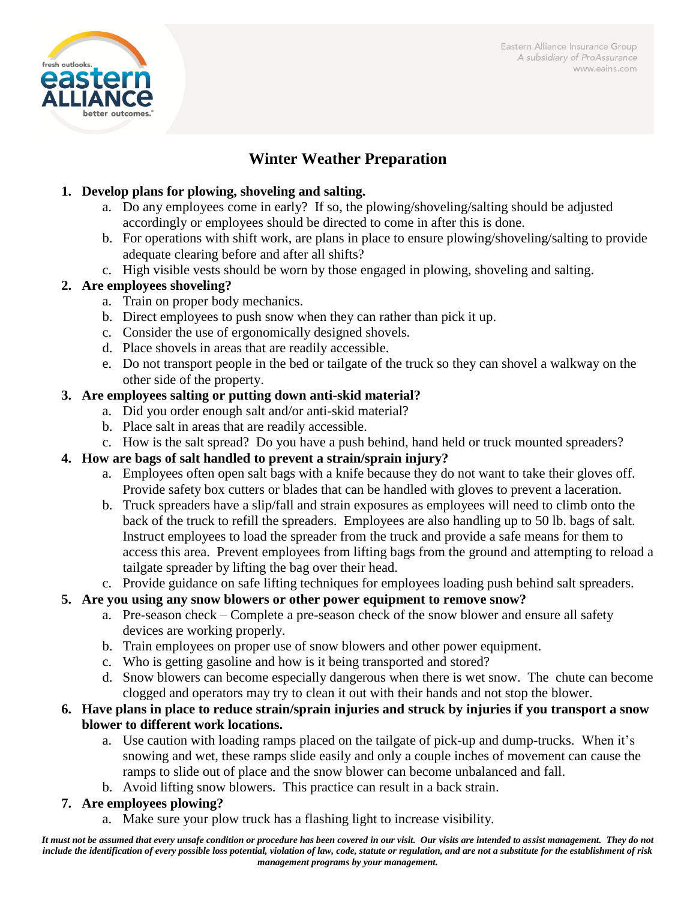# Winter Weather Preparation

1. **Develop plans for plowing, shoveling and salting.**
    a. Do any employees come in early? If so, the plowing/shoveling/salting should be adjusted accordingly or employees should be directed to come in after this is done.
    b. For operations with shift work, are plans in place to ensure plowing/shoveling/salting to provide adequate clearing before and after all shifts?
    c. High visible vests should be worn by those engaged in plowing, shoveling and salting.
2. **Are employees shoveling?**
    a. Train on proper body mechanics.
    b. Direct employees to push snow when they can rather than pick it up.
    c. Consider the use of ergonomically designed shovels.
    d. Place shovels in areas that are readily accessible.
    e. Do not transport people in the bed or tailgate of the truck so they can shovel a walkway on the other side of the property.
3. **Are employees salting or putting down anti-skid material?**
    a. Did you order enough salt and/or anti-skid material?
    b. Place salt in areas that are readily accessible.
    c. How is the salt spread? Do you have a push behind, hand held or truck mounted spreaders?
4. **How are bags of salt handled to prevent a strain/sprain injury?**
    a. Employees often open salt bags with a knife because they do not want to take their gloves off. Provide safety box cutters or blades that can be handled with gloves to prevent a laceration.
    b. Truck spreaders have a slip/fall and strain exposures as employees will need to climb onto the back of the truck to refill the spreaders. Employees are also handling up to 50 lb. bags of salt. Instruct employees to load the spreader from the truck and provide a safe means for them to access this area. Prevent employees from lifting bags from the ground and attempting to reload a tailgate spreader by lifting the bag over their head.
    c. Provide guidance on safe lifting techniques for employees loading push behind salt spreaders.
5. **Are you using any snow blowers or other power equipment to remove snow?**
    a. Pre-season check – Complete a pre-season check of the snow blower and ensure all safety devices are working properly.
    b. Train employees on proper use of snow blowers and other power equipment.
    c. Who is getting gasoline and how is it being transported and stored?
    d. Snow blowers can become especially dangerous when there is wet snow. The chute can become clogged and operators may try to clean it out with their hands and not stop the blower.
6. **Have plans in place to reduce strain/sprain injuries and struck by injuries if you transport a snow blower to different work locations.**
    a. Use caution with loading ramps placed on the tailgate of pick-up and dump-trucks. When it's snowing and wet, these ramps slide easily and only a couple inches of movement can cause the ramps to slide out of place and the snow blower can become unbalanced and fall.
    b. Avoid lifting snow blowers. This practice can result in a back strain.
7. **Are employees plowing?**
    a. Make sure your plow truck has a flashing light to increase visibility.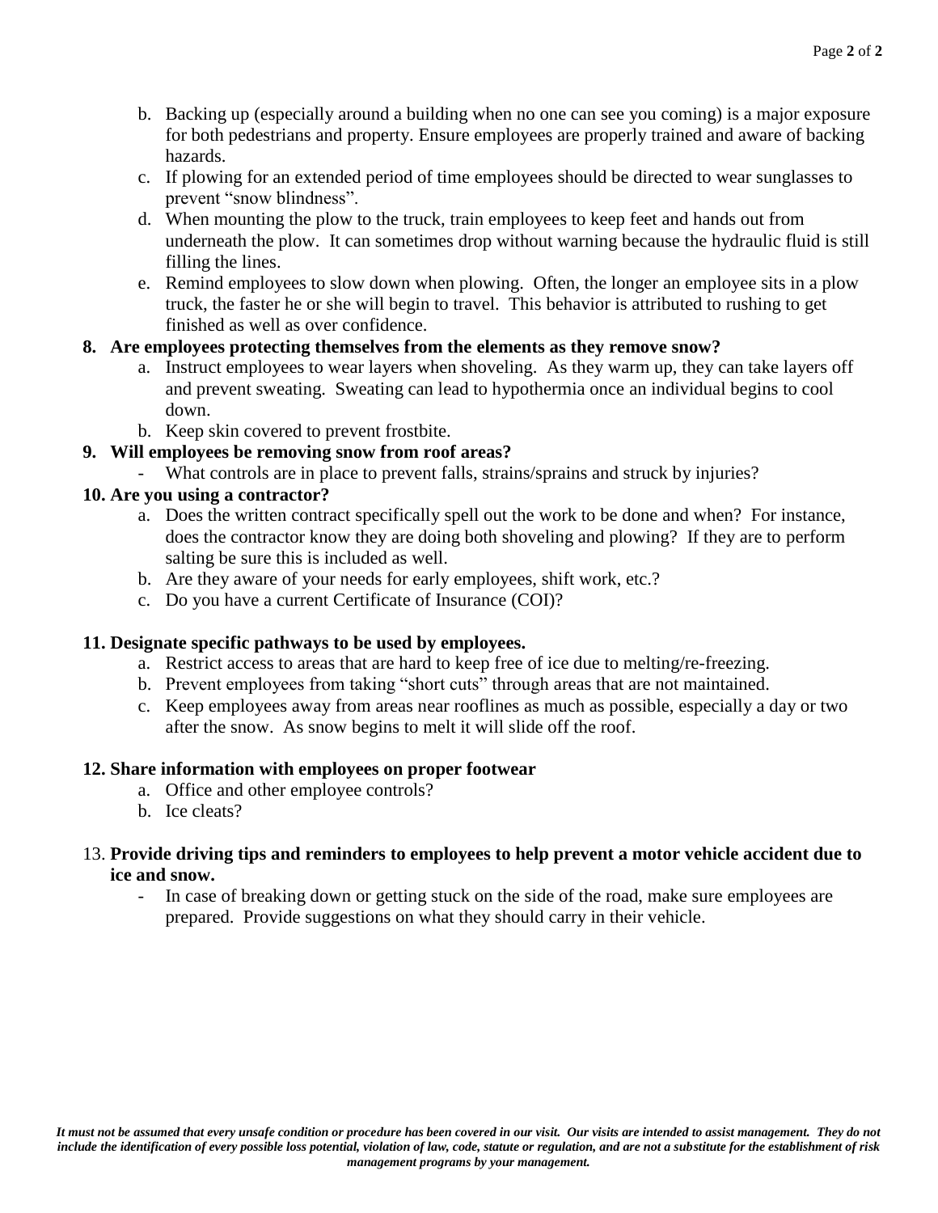b. Backing up (especially around a building when no one can see you coming) is a major exposure for both pedestrians and property. Ensure employees are properly trained and aware of backing hazards.
   c. If plowing for an extended period of time employees should be directed to wear sunglasses to prevent "snow blindness".
   d. When mounting the plow to the truck, train employees to keep feet and hands out from underneath the plow. It can sometimes drop without warning because the hydraulic fluid is still filling the lines.
   e. Remind employees to slow down when plowing. Often, the longer an employee sits in a plow truck, the faster he or she will begin to travel. This behavior is attributed to rushing to get finished as well as over confidence.

**8. Are employees protecting themselves from the elements as they remove snow?**
   a. Instruct employees to wear layers when shoveling. As they warm up, they can take layers off and prevent sweating. Sweating can lead to hypothermia once an individual begins to cool down.
   b. Keep skin covered to prevent frostbite.

**9. Will employees be removing snow from roof areas?**
   - What controls are in place to prevent falls, strains/sprains and struck by injuries?

**10. Are you using a contractor?**
   a. Does the written contract specifically spell out the work to be done and when? For instance, does the contractor know they are doing both shoveling and plowing? If they are to perform salting be sure this is included as well.
   b. Are they aware of your needs for early employees, shift work, etc.?
   c. Do you have a current Certificate of Insurance (COI)?

**11. Designate specific pathways to be used by employees.**
   a. Restrict access to areas that are hard to keep free of ice due to melting/re-freezing.
   b. Prevent employees from taking "short cuts" through areas that are not maintained.
   c. Keep employees away from areas near rooflines as much as possible, especially a day or two after the snow. As snow begins to melt it will slide off the roof.

**12. Share information with employees on proper footwear**
   a. Office and other employee controls?
   b. Ice cleats?

13. **Provide driving tips and reminders to employees to help prevent a motor vehicle accident due to ice and snow.**
   - In case of breaking down or getting stuck on the side of the road, make sure employees are prepared. Provide suggestions on what they should carry in their vehicle.

***It must not be assumed that every unsafe condition or procedure has been covered in our visit. Our visits are intended to assist management. They do not include the identification of every possible loss potential, violation of law, code, statute or regulation, and are not a substitute for the establishment of risk management programs by your management.***